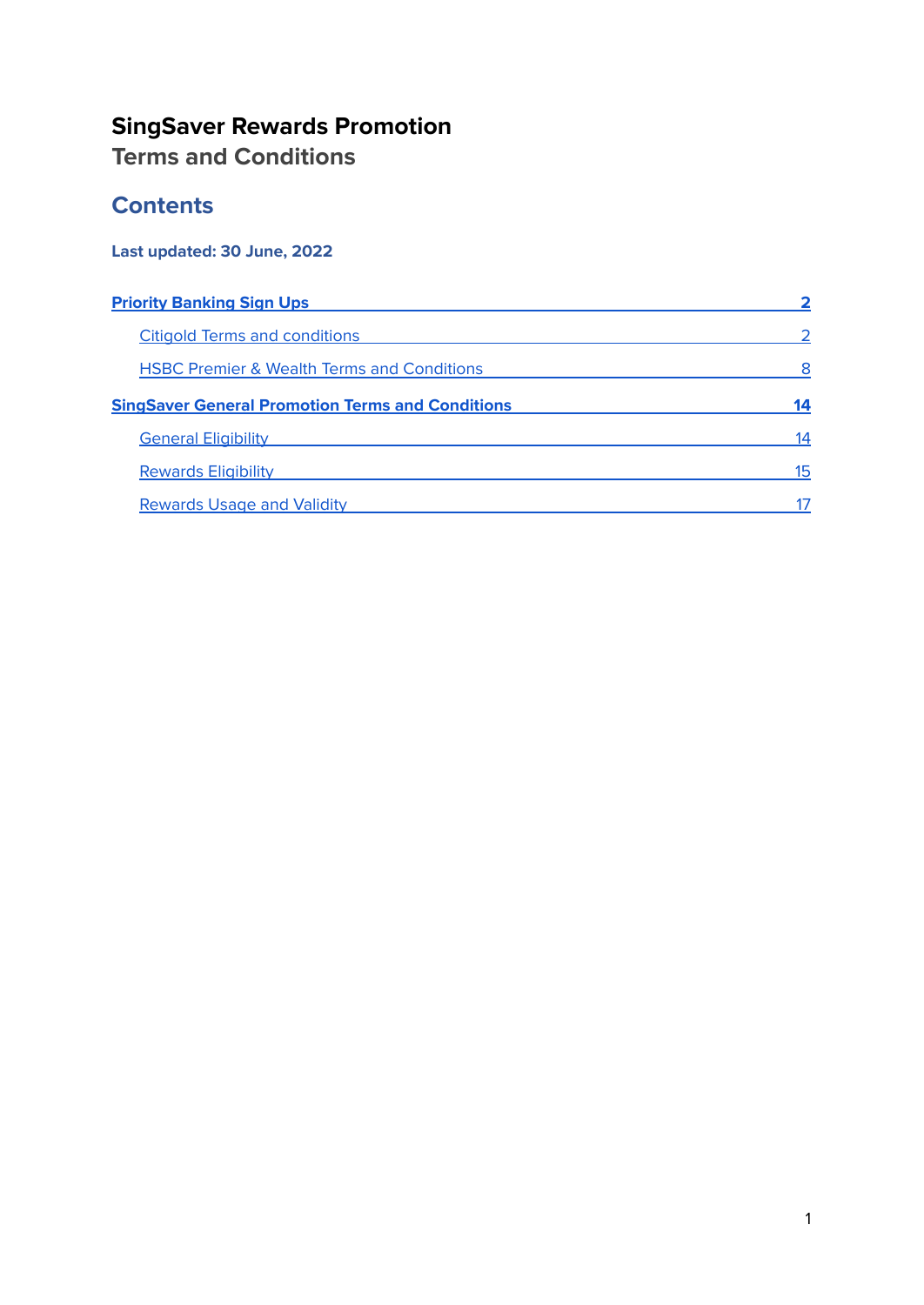# SingSaver Rewards Promotion

## Terms and Conditions

## Contents

**Last updated: 30 June, 2022**

**Priority Banking Sign Ups** — **2**

- Citigold Terms and conditions — 2
- HSBC Premier & Wealth Terms and Conditions — 8

**SingSaver General Promotion Terms and Conditions** — **14**

- General Eligibility — 14
- Rewards Eligibility — 15
- Rewards Usage and Validity — 17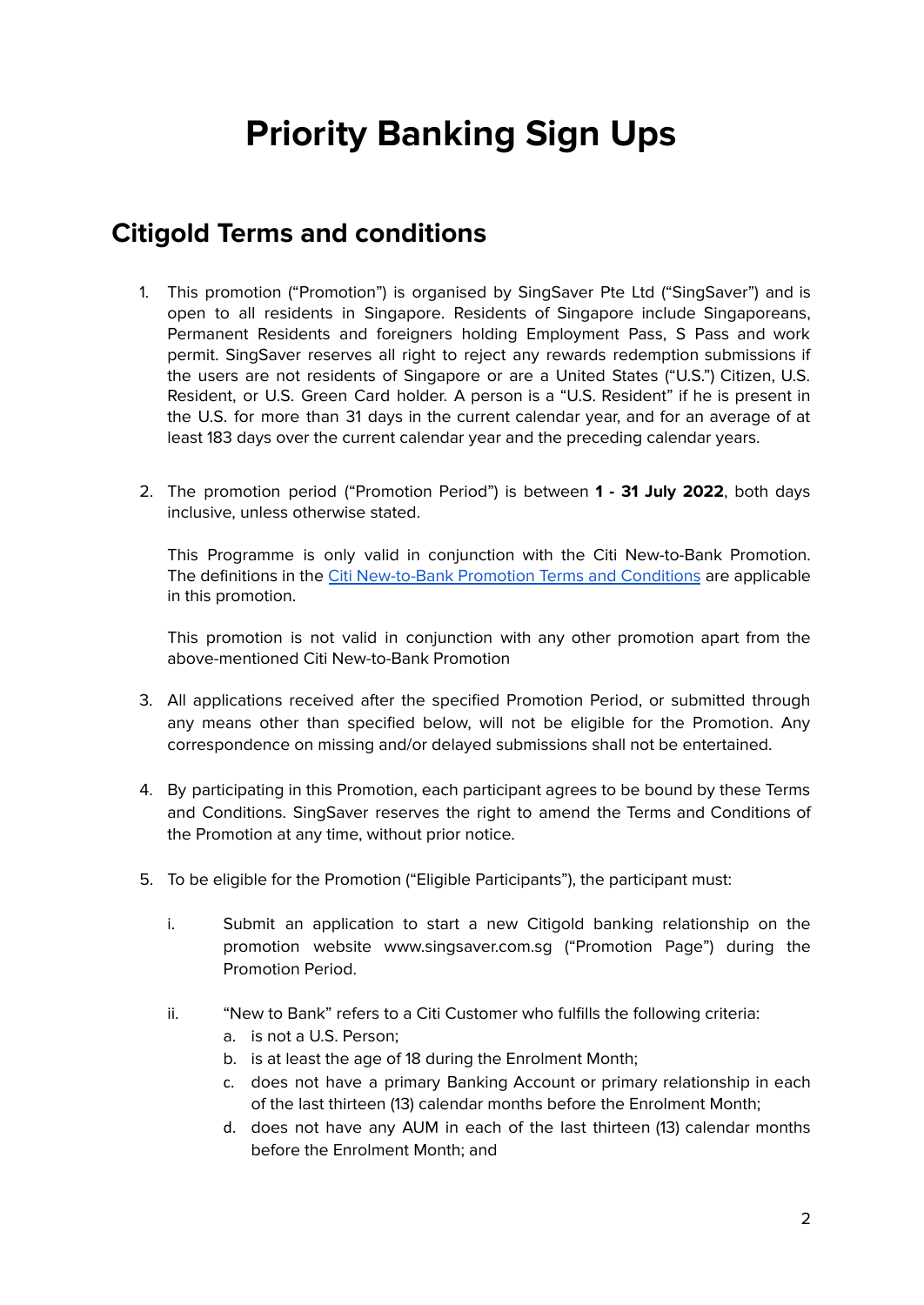# Priority Banking Sign Ups

## Citigold Terms and conditions

1. This promotion ("Promotion") is organised by SingSaver Pte Ltd ("SingSaver") and is open to all residents in Singapore. Residents of Singapore include Singaporeans, Permanent Residents and foreigners holding Employment Pass, S Pass and work permit. SingSaver reserves all right to reject any rewards redemption submissions if the users are not residents of Singapore or are a United States ("U.S.") Citizen, U.S. Resident, or U.S. Green Card holder. A person is a "U.S. Resident" if he is present in the U.S. for more than 31 days in the current calendar year, and for an average of at least 183 days over the current calendar year and the preceding calendar years.

2. The promotion period ("Promotion Period") is between **1 - 31 July 2022**, both days inclusive, unless otherwise stated.

   This Programme is only valid in conjunction with the Citi New-to-Bank Promotion. The definitions in the [Citi New-to-Bank Promotion Terms and Conditions]() are applicable in this promotion.

   This promotion is not valid in conjunction with any other promotion apart from the above-mentioned Citi New-to-Bank Promotion

3. All applications received after the specified Promotion Period, or submitted through any means other than specified below, will not be eligible for the Promotion. Any correspondence on missing and/or delayed submissions shall not be entertained.

4. By participating in this Promotion, each participant agrees to be bound by these Terms and Conditions. SingSaver reserves the right to amend the Terms and Conditions of the Promotion at any time, without prior notice.

5. To be eligible for the Promotion ("Eligible Participants"), the participant must:

   i. Submit an application to start a new Citigold banking relationship on the promotion website www.singsaver.com.sg ("Promotion Page") during the Promotion Period.

   ii. "New to Bank" refers to a Citi Customer who fulfills the following criteria:
      a. is not a U.S. Person;
      b. is at least the age of 18 during the Enrolment Month;
      c. does not have a primary Banking Account or primary relationship in each of the last thirteen (13) calendar months before the Enrolment Month;
      d. does not have any AUM in each of the last thirteen (13) calendar months before the Enrolment Month; and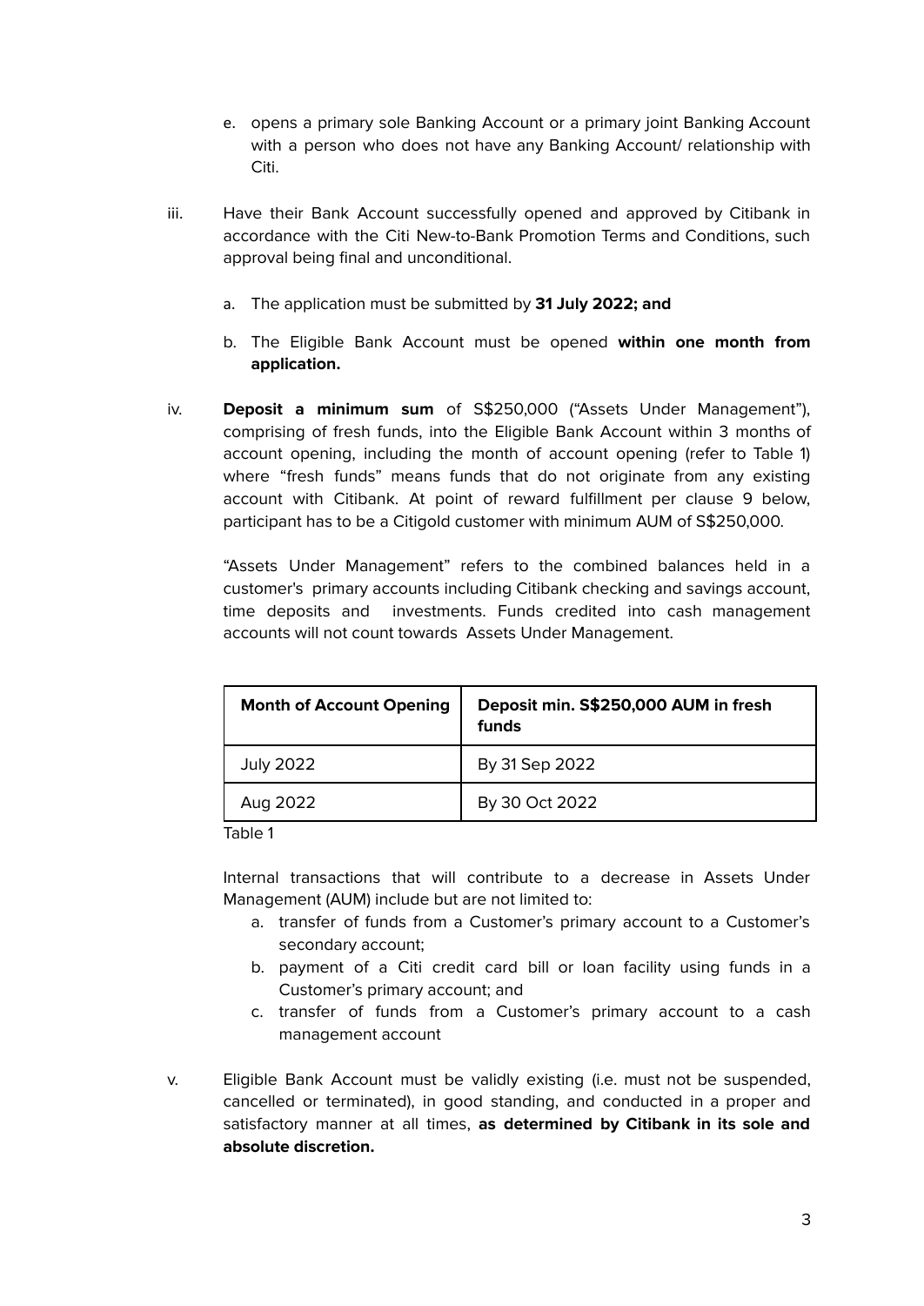e. opens a primary sole Banking Account or a primary joint Banking Account with a person who does not have any Banking Account/ relationship with Citi.

iii. Have their Bank Account successfully opened and approved by Citibank in accordance with the Citi New-to-Bank Promotion Terms and Conditions, such approval being final and unconditional.

   a. The application must be submitted by **31 July 2022; and**

   b. The Eligible Bank Account must be opened **within one month from application.**

iv. **Deposit a minimum sum** of S$250,000 ("Assets Under Management"), comprising of fresh funds, into the Eligible Bank Account within 3 months of account opening, including the month of account opening (refer to Table 1) where "fresh funds" means funds that do not originate from any existing account with Citibank. At point of reward fulfillment per clause 9 below, participant has to be a Citigold customer with minimum AUM of S$250,000.

   "Assets Under Management" refers to the combined balances held in a customer's primary accounts including Citibank checking and savings account, time deposits and investments. Funds credited into cash management accounts will not count towards Assets Under Management.

| **Month of Account Opening** | **Deposit min. S$250,000 AUM in fresh funds** |
|---|---|
| July 2022 | By 31 Sep 2022 |
| Aug 2022 | By 30 Oct 2022 |

Table 1

   Internal transactions that will contribute to a decrease in Assets Under Management (AUM) include but are not limited to:

   a. transfer of funds from a Customer's primary account to a Customer's secondary account;
   b. payment of a Citi credit card bill or loan facility using funds in a Customer's primary account; and
   c. transfer of funds from a Customer's primary account to a cash management account

v. Eligible Bank Account must be validly existing (i.e. must not be suspended, cancelled or terminated), in good standing, and conducted in a proper and satisfactory manner at all times, **as determined by Citibank in its sole and absolute discretion.**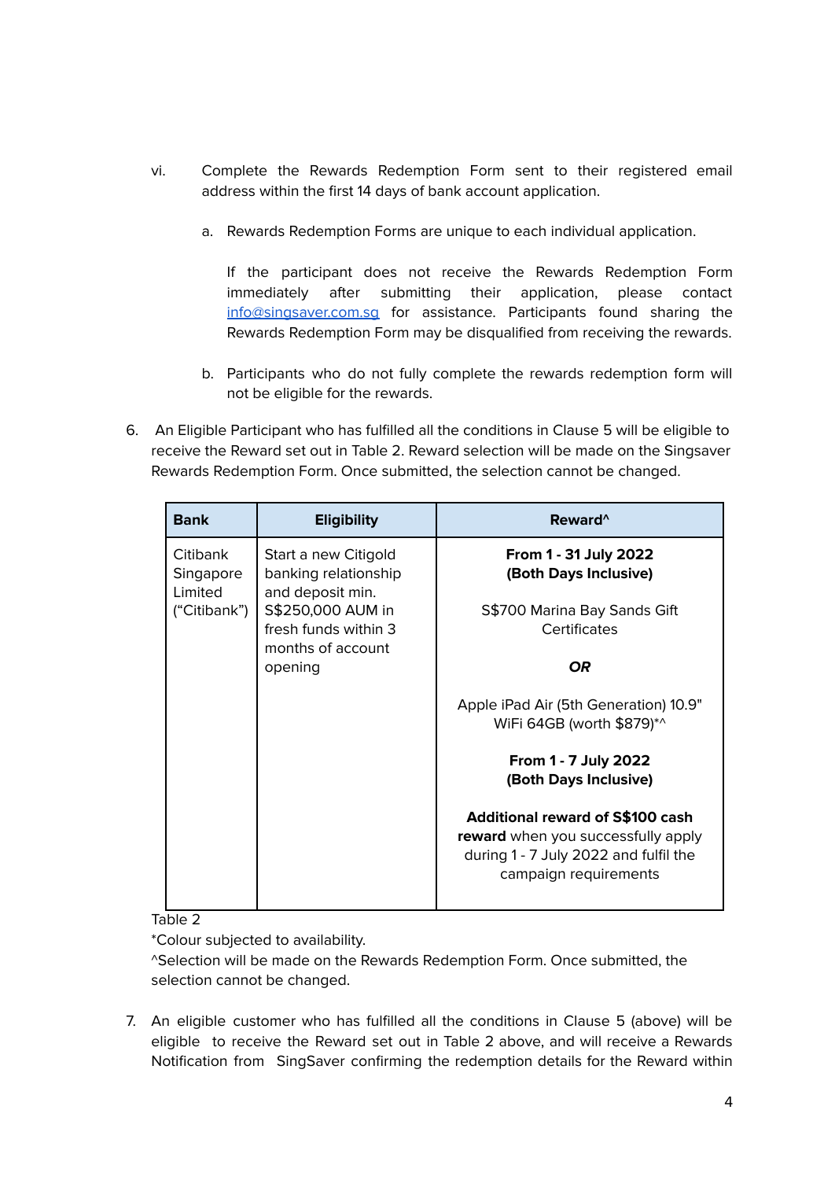vi. Complete the Rewards Redemption Form sent to their registered email address within the first 14 days of bank account application.

   a. Rewards Redemption Forms are unique to each individual application.

      If the participant does not receive the Rewards Redemption Form immediately after submitting their application, please contact [info@singsaver.com.sg](mailto:info@singsaver.com.sg) for assistance. Participants found sharing the Rewards Redemption Form may be disqualified from receiving the rewards.

   b. Participants who do not fully complete the rewards redemption form will not be eligible for the rewards.

6. An Eligible Participant who has fulfilled all the conditions in Clause 5 will be eligible to receive the Reward set out in Table 2. Reward selection will be made on the Singsaver Rewards Redemption Form. Once submitted, the selection cannot be changed.

| Bank | Eligibility | Reward^ |
|---|---|---|
| Citibank Singapore Limited ("Citibank") | Start a new Citigold banking relationship and deposit min. S$250,000 AUM in fresh funds within 3 months of account opening | **From 1 - 31 July 2022 (Both Days Inclusive)**<br><br>S$700 Marina Bay Sands Gift Certificates<br><br>***OR***<br><br>Apple iPad Air (5th Generation) 10.9" WiFi 64GB (worth $879)*^<br><br>**From 1 - 7 July 2022 (Both Days Inclusive)**<br><br>**Additional reward of S$100 cash reward** when you successfully apply during 1 - 7 July 2022 and fulfil the campaign requirements |

Table 2

*Colour subjected to availability.

^Selection will be made on the Rewards Redemption Form. Once submitted, the selection cannot be changed.

7. An eligible customer who has fulfilled all the conditions in Clause 5 (above) will be eligible to receive the Reward set out in Table 2 above, and will receive a Rewards Notification from SingSaver confirming the redemption details for the Reward within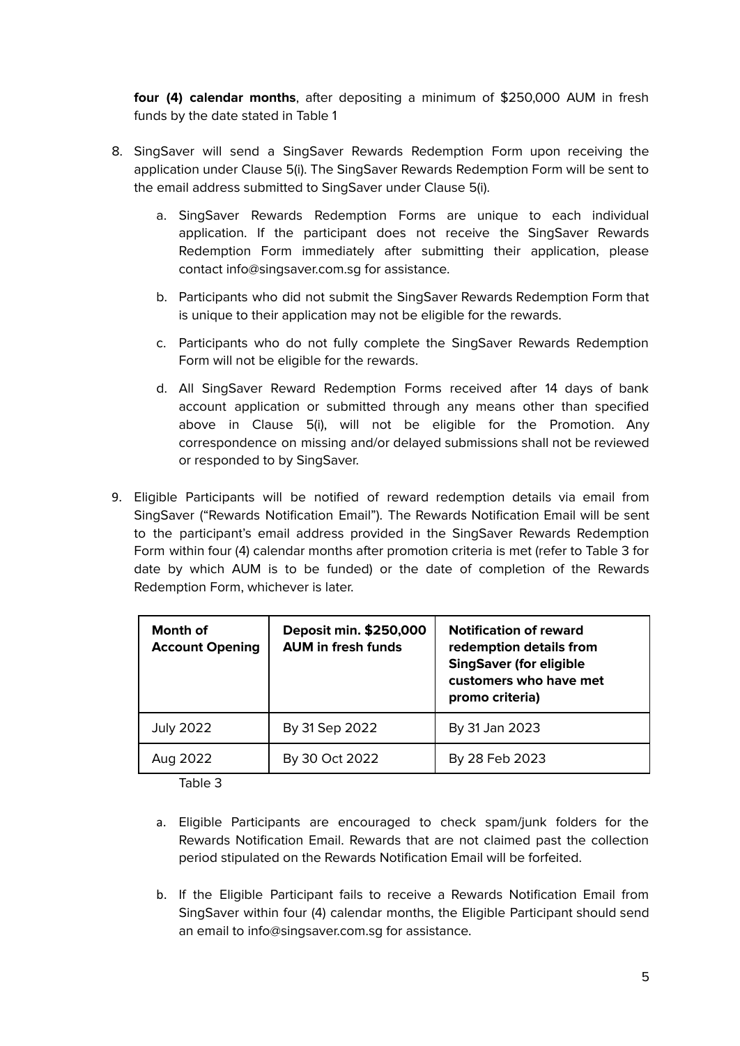**four (4) calendar months**, after depositing a minimum of $250,000 AUM in fresh funds by the date stated in Table 1

8. SingSaver will send a SingSaver Rewards Redemption Form upon receiving the application under Clause 5(i). The SingSaver Rewards Redemption Form will be sent to the email address submitted to SingSaver under Clause 5(i).

    a. SingSaver Rewards Redemption Forms are unique to each individual application. If the participant does not receive the SingSaver Rewards Redemption Form immediately after submitting their application, please contact info@singsaver.com.sg for assistance.

    b. Participants who did not submit the SingSaver Rewards Redemption Form that is unique to their application may not be eligible for the rewards.

    c. Participants who do not fully complete the SingSaver Rewards Redemption Form will not be eligible for the rewards.

    d. All SingSaver Reward Redemption Forms received after 14 days of bank account application or submitted through any means other than specified above in Clause 5(i), will not be eligible for the Promotion. Any correspondence on missing and/or delayed submissions shall not be reviewed or responded to by SingSaver.

9. Eligible Participants will be notified of reward redemption details via email from SingSaver ("Rewards Notification Email"). The Rewards Notification Email will be sent to the participant's email address provided in the SingSaver Rewards Redemption Form within four (4) calendar months after promotion criteria is met (refer to Table 3 for date by which AUM is to be funded) or the date of completion of the Rewards Redemption Form, whichever is later.

| Month of Account Opening | Deposit min. $250,000 AUM in fresh funds | Notification of reward redemption details from SingSaver (for eligible customers who have met promo criteria) |
|---|---|---|
| July 2022 | By 31 Sep 2022 | By 31 Jan 2023 |
| Aug 2022 | By 30 Oct 2022 | By 28 Feb 2023 |

Table 3

    a. Eligible Participants are encouraged to check spam/junk folders for the Rewards Notification Email. Rewards that are not claimed past the collection period stipulated on the Rewards Notification Email will be forfeited.

    b. If the Eligible Participant fails to receive a Rewards Notification Email from SingSaver within four (4) calendar months, the Eligible Participant should send an email to info@singsaver.com.sg for assistance.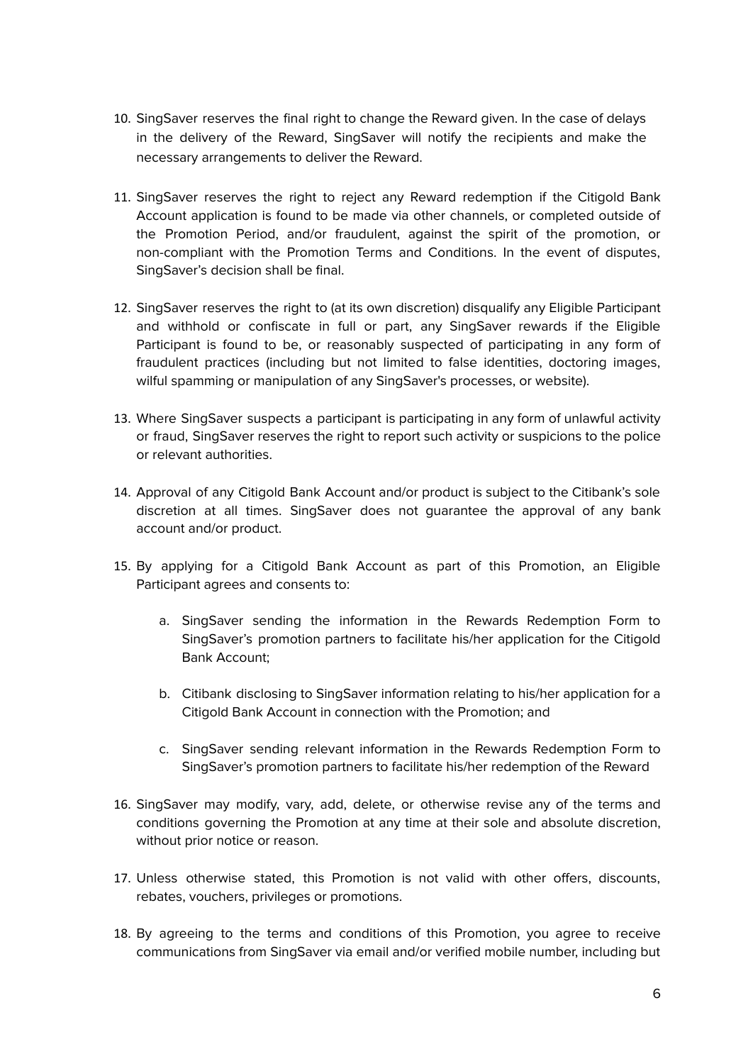10. SingSaver reserves the final right to change the Reward given. In the case of delays in the delivery of the Reward, SingSaver will notify the recipients and make the necessary arrangements to deliver the Reward.

11. SingSaver reserves the right to reject any Reward redemption if the Citigold Bank Account application is found to be made via other channels, or completed outside of the Promotion Period, and/or fraudulent, against the spirit of the promotion, or non-compliant with the Promotion Terms and Conditions. In the event of disputes, SingSaver's decision shall be final.

12. SingSaver reserves the right to (at its own discretion) disqualify any Eligible Participant and withhold or confiscate in full or part, any SingSaver rewards if the Eligible Participant is found to be, or reasonably suspected of participating in any form of fraudulent practices (including but not limited to false identities, doctoring images, wilful spamming or manipulation of any SingSaver's processes, or website).

13. Where SingSaver suspects a participant is participating in any form of unlawful activity or fraud, SingSaver reserves the right to report such activity or suspicions to the police or relevant authorities.

14. Approval of any Citigold Bank Account and/or product is subject to the Citibank's sole discretion at all times. SingSaver does not guarantee the approval of any bank account and/or product.

15. By applying for a Citigold Bank Account as part of this Promotion, an Eligible Participant agrees and consents to:

    a. SingSaver sending the information in the Rewards Redemption Form to SingSaver's promotion partners to facilitate his/her application for the Citigold Bank Account;

    b. Citibank disclosing to SingSaver information relating to his/her application for a Citigold Bank Account in connection with the Promotion; and

    c. SingSaver sending relevant information in the Rewards Redemption Form to SingSaver's promotion partners to facilitate his/her redemption of the Reward

16. SingSaver may modify, vary, add, delete, or otherwise revise any of the terms and conditions governing the Promotion at any time at their sole and absolute discretion, without prior notice or reason.

17. Unless otherwise stated, this Promotion is not valid with other offers, discounts, rebates, vouchers, privileges or promotions.

18. By agreeing to the terms and conditions of this Promotion, you agree to receive communications from SingSaver via email and/or verified mobile number, including but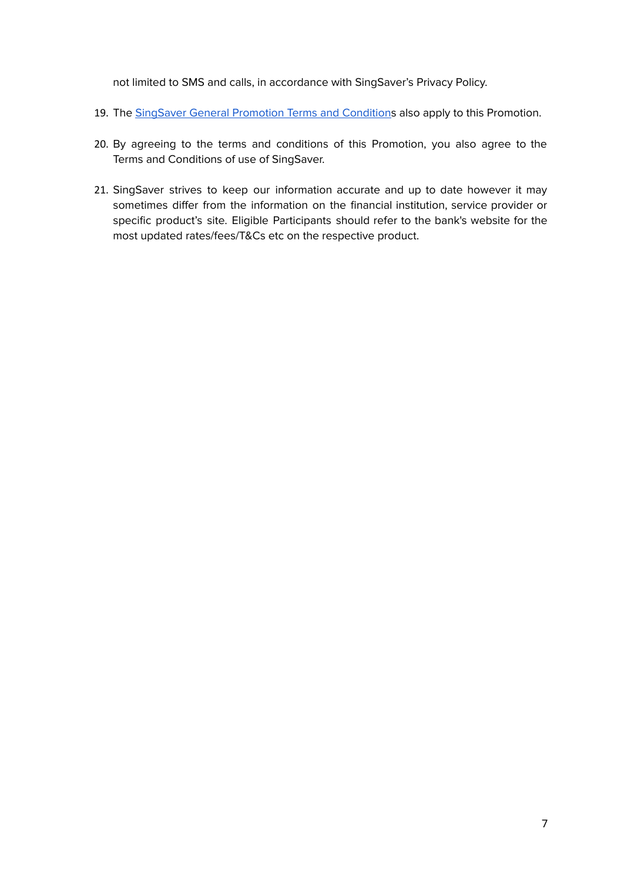not limited to SMS and calls, in accordance with SingSaver's Privacy Policy.

19. The [SingSaver General Promotion Terms and Conditions]() also apply to this Promotion.

20. By agreeing to the terms and conditions of this Promotion, you also agree to the Terms and Conditions of use of SingSaver.

21. SingSaver strives to keep our information accurate and up to date however it may sometimes differ from the information on the financial institution, service provider or specific product's site. Eligible Participants should refer to the bank's website for the most updated rates/fees/T&Cs etc on the respective product.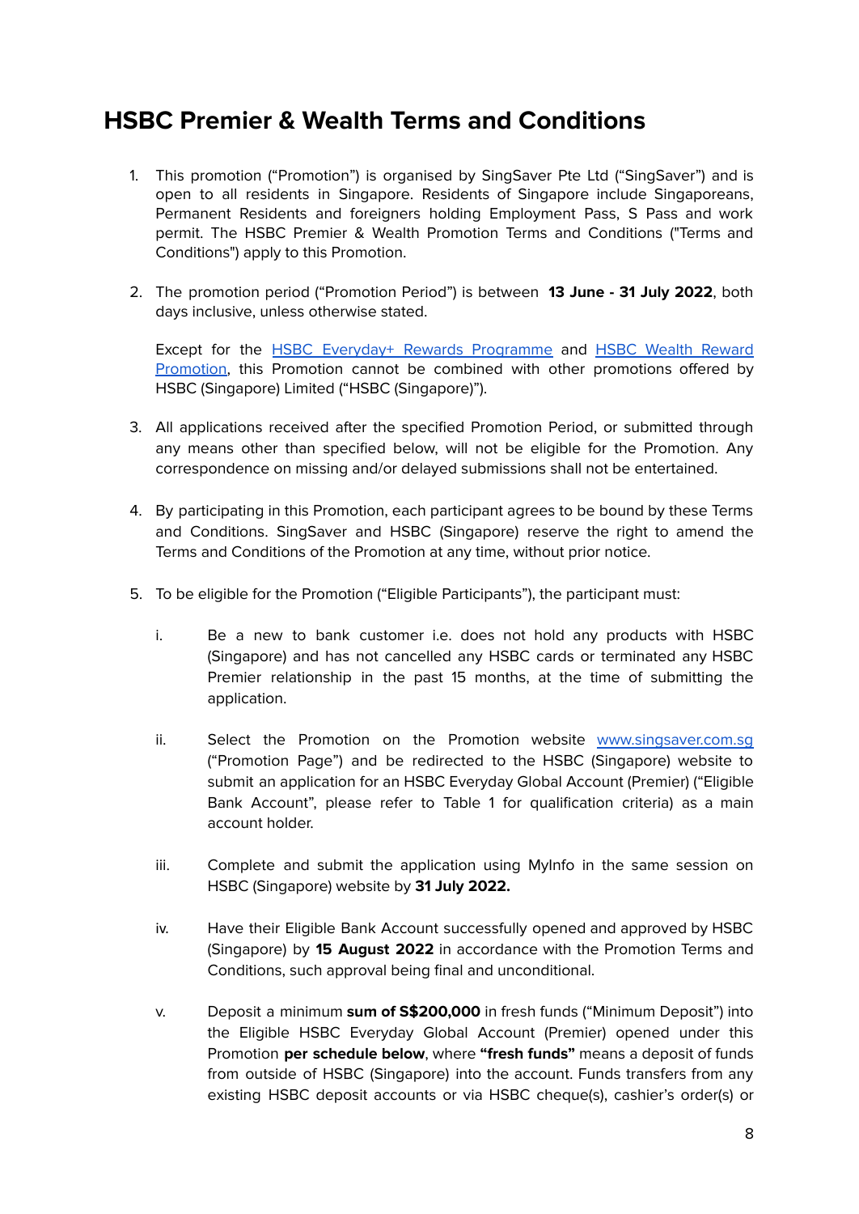# HSBC Premier & Wealth Terms and Conditions

1. This promotion ("Promotion") is organised by SingSaver Pte Ltd ("SingSaver") and is open to all residents in Singapore. Residents of Singapore include Singaporeans, Permanent Residents and foreigners holding Employment Pass, S Pass and work permit. The HSBC Premier & Wealth Promotion Terms and Conditions ("Terms and Conditions") apply to this Promotion.

2. The promotion period ("Promotion Period") is between **13 June - 31 July 2022**, both days inclusive, unless otherwise stated.

   Except for the [HSBC Everyday+ Rewards Programme]() and [HSBC Wealth Reward Promotion](), this Promotion cannot be combined with other promotions offered by HSBC (Singapore) Limited ("HSBC (Singapore)").

3. All applications received after the specified Promotion Period, or submitted through any means other than specified below, will not be eligible for the Promotion. Any correspondence on missing and/or delayed submissions shall not be entertained.

4. By participating in this Promotion, each participant agrees to be bound by these Terms and Conditions. SingSaver and HSBC (Singapore) reserve the right to amend the Terms and Conditions of the Promotion at any time, without prior notice.

5. To be eligible for the Promotion ("Eligible Participants"), the participant must:

   i. Be a new to bank customer i.e. does not hold any products with HSBC (Singapore) and has not cancelled any HSBC cards or terminated any HSBC Premier relationship in the past 15 months, at the time of submitting the application.

   ii. Select the Promotion on the Promotion website [www.singsaver.com.sg]() ("Promotion Page") and be redirected to the HSBC (Singapore) website to submit an application for an HSBC Everyday Global Account (Premier) ("Eligible Bank Account", please refer to Table 1 for qualification criteria) as a main account holder.

   iii. Complete and submit the application using MyInfo in the same session on HSBC (Singapore) website by **31 July 2022.**

   iv. Have their Eligible Bank Account successfully opened and approved by HSBC (Singapore) by **15 August 2022** in accordance with the Promotion Terms and Conditions, such approval being final and unconditional.

   v. Deposit a minimum **sum of S$200,000** in fresh funds ("Minimum Deposit") into the Eligible HSBC Everyday Global Account (Premier) opened under this Promotion **per schedule below**, where **"fresh funds"** means a deposit of funds from outside of HSBC (Singapore) into the account. Funds transfers from any existing HSBC deposit accounts or via HSBC cheque(s), cashier's order(s) or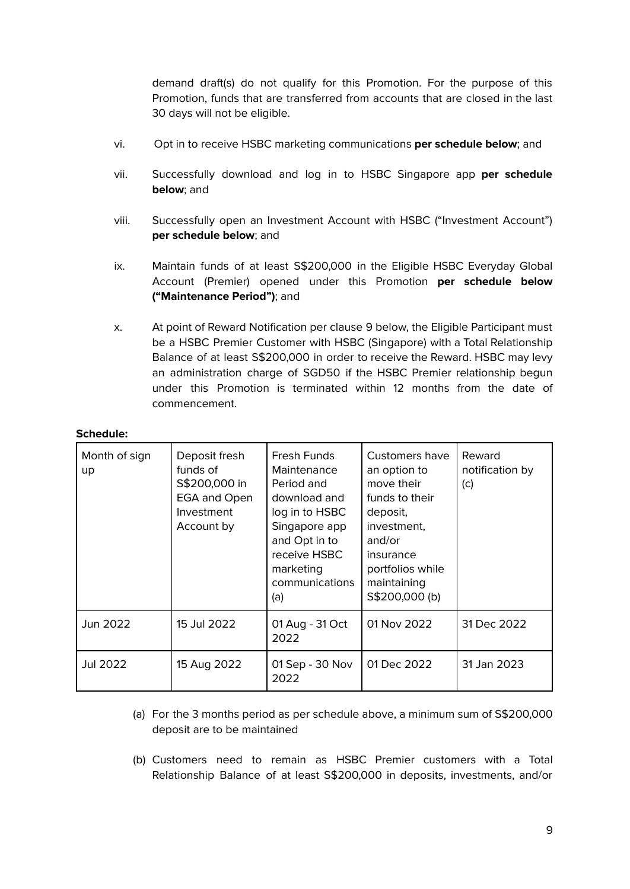demand draft(s) do not qualify for this Promotion. For the purpose of this Promotion, funds that are transferred from accounts that are closed in the last 30 days will not be eligible.

vi. Opt in to receive HSBC marketing communications **per schedule below**; and

vii. Successfully download and log in to HSBC Singapore app **per schedule below**; and

viii. Successfully open an Investment Account with HSBC ("Investment Account") **per schedule below**; and

ix. Maintain funds of at least S$200,000 in the Eligible HSBC Everyday Global Account (Premier) opened under this Promotion **per schedule below ("Maintenance Period")**; and

x. At point of Reward Notification per clause 9 below, the Eligible Participant must be a HSBC Premier Customer with HSBC (Singapore) with a Total Relationship Balance of at least S$200,000 in order to receive the Reward. HSBC may levy an administration charge of SGD50 if the HSBC Premier relationship begun under this Promotion is terminated within 12 months from the date of commencement.

**Schedule:**

| Month of sign up | Deposit fresh funds of S$200,000 in EGA and Open Investment Account by | Fresh Funds Maintenance Period and download and log in to HSBC Singapore app and Opt in to receive HSBC marketing communications (a) | Customers have an option to move their funds to their deposit, investment, and/or insurance portfolios while maintaining S$200,000 (b) | Reward notification by (c) |
|---|---|---|---|---|
| Jun 2022 | 15 Jul 2022 | 01 Aug - 31 Oct 2022 | 01 Nov 2022 | 31 Dec 2022 |
| Jul 2022 | 15 Aug 2022 | 01 Sep - 30 Nov 2022 | 01 Dec 2022 | 31 Jan 2023 |

(a) For the 3 months period as per schedule above, a minimum sum of S$200,000 deposit are to be maintained

(b) Customers need to remain as HSBC Premier customers with a Total Relationship Balance of at least S$200,000 in deposits, investments, and/or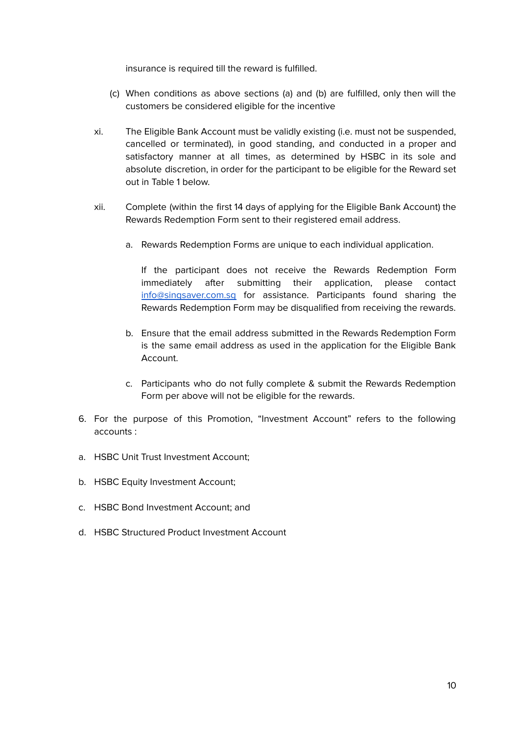insurance is required till the reward is fulfilled.

(c) When conditions as above sections (a) and (b) are fulfilled, only then will the customers be considered eligible for the incentive

xi. The Eligible Bank Account must be validly existing (i.e. must not be suspended, cancelled or terminated), in good standing, and conducted in a proper and satisfactory manner at all times, as determined by HSBC in its sole and absolute discretion, in order for the participant to be eligible for the Reward set out in Table 1 below.

xii. Complete (within the first 14 days of applying for the Eligible Bank Account) the Rewards Redemption Form sent to their registered email address.

   a. Rewards Redemption Forms are unique to each individual application.

      If the participant does not receive the Rewards Redemption Form immediately after submitting their application, please contact [info@singsaver.com.sg](mailto:info@singsaver.com.sg) for assistance. Participants found sharing the Rewards Redemption Form may be disqualified from receiving the rewards.

   b. Ensure that the email address submitted in the Rewards Redemption Form is the same email address as used in the application for the Eligible Bank Account.

   c. Participants who do not fully complete & submit the Rewards Redemption Form per above will not be eligible for the rewards.

6. For the purpose of this Promotion, "Investment Account" refers to the following accounts :

a. HSBC Unit Trust Investment Account;

b. HSBC Equity Investment Account;

c. HSBC Bond Investment Account; and

d. HSBC Structured Product Investment Account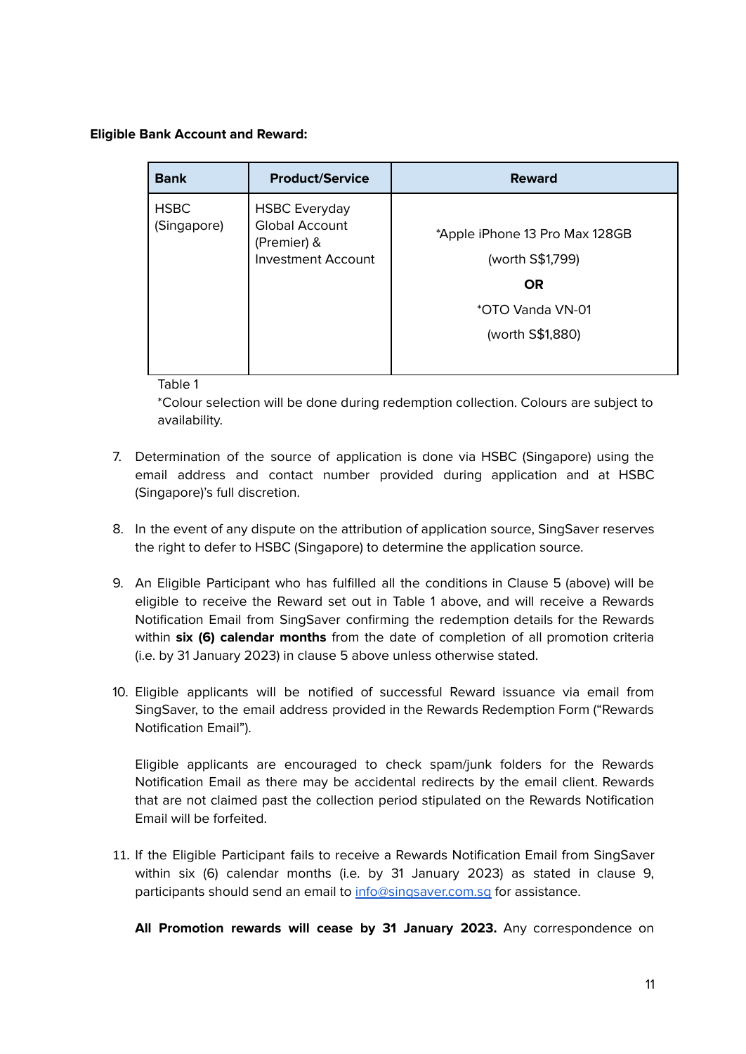**Eligible Bank Account and Reward:**

| Bank | Product/Service | Reward |
| --- | --- | --- |
| HSBC (Singapore) | HSBC Everyday Global Account (Premier) & Investment Account | *Apple iPhone 13 Pro Max 128GB (worth S$1,799) **OR** *OTO Vanda VN-01 (worth S$1,880) |

Table 1
*Colour selection will be done during redemption collection. Colours are subject to availability.

7. Determination of the source of application is done via HSBC (Singapore) using the email address and contact number provided during application and at HSBC (Singapore)'s full discretion.

8. In the event of any dispute on the attribution of application source, SingSaver reserves the right to defer to HSBC (Singapore) to determine the application source.

9. An Eligible Participant who has fulfilled all the conditions in Clause 5 (above) will be eligible to receive the Reward set out in Table 1 above, and will receive a Rewards Notification Email from SingSaver confirming the redemption details for the Rewards within **six (6) calendar months** from the date of completion of all promotion criteria (i.e. by 31 January 2023) in clause 5 above unless otherwise stated.

10. Eligible applicants will be notified of successful Reward issuance via email from SingSaver, to the email address provided in the Rewards Redemption Form ("Rewards Notification Email").

    Eligible applicants are encouraged to check spam/junk folders for the Rewards Notification Email as there may be accidental redirects by the email client. Rewards that are not claimed past the collection period stipulated on the Rewards Notification Email will be forfeited.

11. If the Eligible Participant fails to receive a Rewards Notification Email from SingSaver within six (6) calendar months (i.e. by 31 January 2023) as stated in clause 9, participants should send an email to [info@singsaver.com.sg](mailto:info@singsaver.com.sg) for assistance.

    **All Promotion rewards will cease by 31 January 2023.** Any correspondence on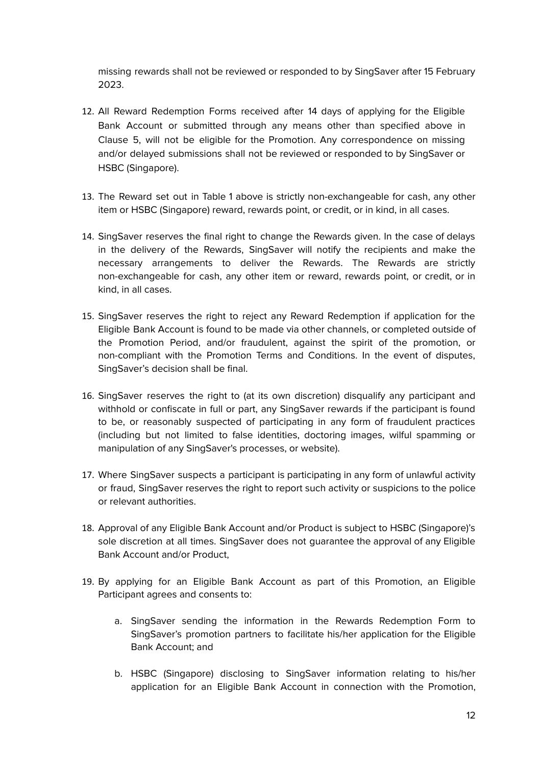missing rewards shall not be reviewed or responded to by SingSaver after 15 February 2023.

12. All Reward Redemption Forms received after 14 days of applying for the Eligible Bank Account or submitted through any means other than specified above in Clause 5, will not be eligible for the Promotion. Any correspondence on missing and/or delayed submissions shall not be reviewed or responded to by SingSaver or HSBC (Singapore).

13. The Reward set out in Table 1 above is strictly non-exchangeable for cash, any other item or HSBC (Singapore) reward, rewards point, or credit, or in kind, in all cases.

14. SingSaver reserves the final right to change the Rewards given. In the case of delays in the delivery of the Rewards, SingSaver will notify the recipients and make the necessary arrangements to deliver the Rewards. The Rewards are strictly non-exchangeable for cash, any other item or reward, rewards point, or credit, or in kind, in all cases.

15. SingSaver reserves the right to reject any Reward Redemption if application for the Eligible Bank Account is found to be made via other channels, or completed outside of the Promotion Period, and/or fraudulent, against the spirit of the promotion, or non-compliant with the Promotion Terms and Conditions. In the event of disputes, SingSaver's decision shall be final.

16. SingSaver reserves the right to (at its own discretion) disqualify any participant and withhold or confiscate in full or part, any SingSaver rewards if the participant is found to be, or reasonably suspected of participating in any form of fraudulent practices (including but not limited to false identities, doctoring images, wilful spamming or manipulation of any SingSaver's processes, or website).

17. Where SingSaver suspects a participant is participating in any form of unlawful activity or fraud, SingSaver reserves the right to report such activity or suspicions to the police or relevant authorities.

18. Approval of any Eligible Bank Account and/or Product is subject to HSBC (Singapore)'s sole discretion at all times. SingSaver does not guarantee the approval of any Eligible Bank Account and/or Product,

19. By applying for an Eligible Bank Account as part of this Promotion, an Eligible Participant agrees and consents to:

    a. SingSaver sending the information in the Rewards Redemption Form to SingSaver's promotion partners to facilitate his/her application for the Eligible Bank Account; and

    b. HSBC (Singapore) disclosing to SingSaver information relating to his/her application for an Eligible Bank Account in connection with the Promotion,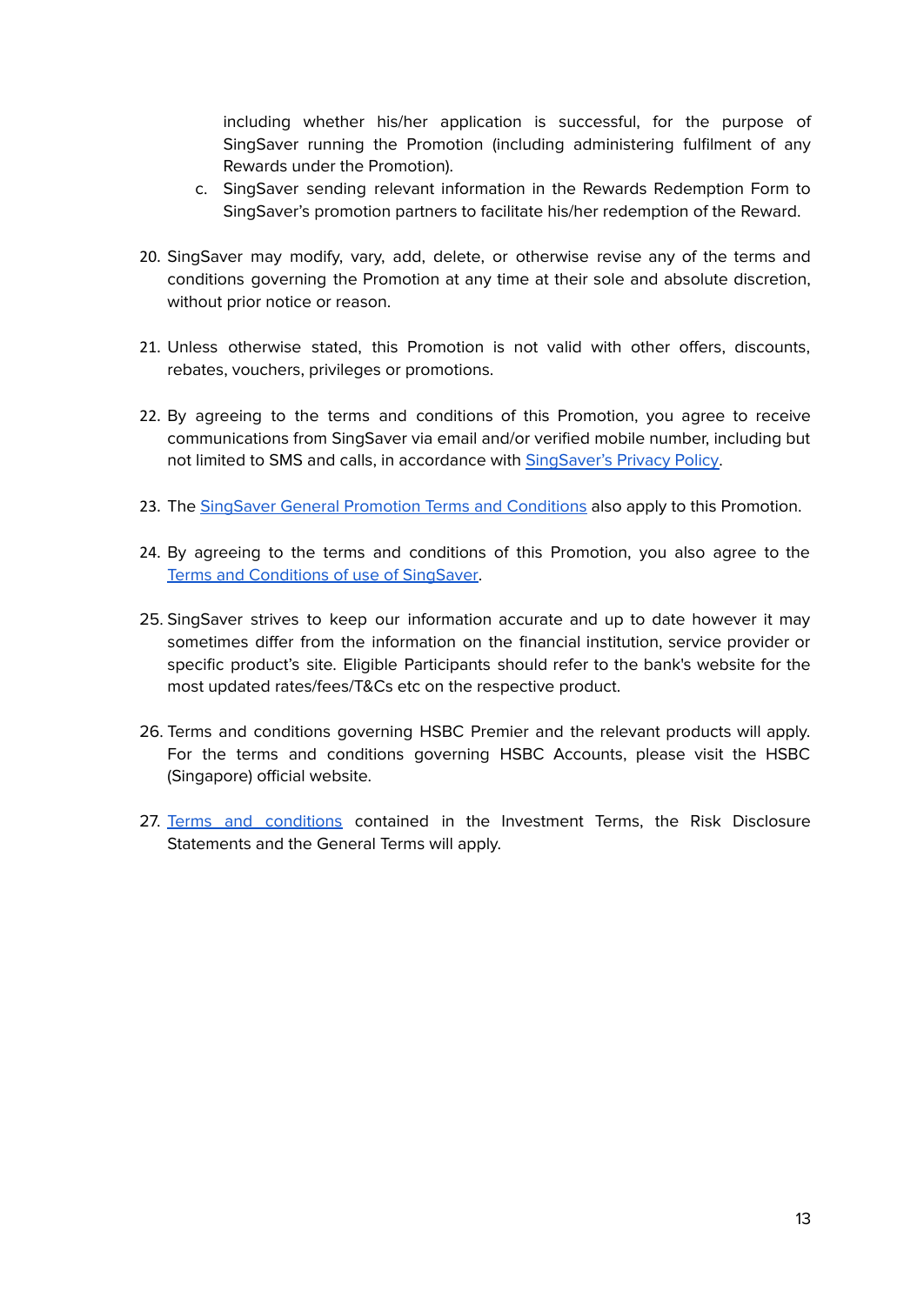including whether his/her application is successful, for the purpose of SingSaver running the Promotion (including administering fulfilment of any Rewards under the Promotion).

   c. SingSaver sending relevant information in the Rewards Redemption Form to SingSaver's promotion partners to facilitate his/her redemption of the Reward.

20. SingSaver may modify, vary, add, delete, or otherwise revise any of the terms and conditions governing the Promotion at any time at their sole and absolute discretion, without prior notice or reason.

21. Unless otherwise stated, this Promotion is not valid with other offers, discounts, rebates, vouchers, privileges or promotions.

22. By agreeing to the terms and conditions of this Promotion, you agree to receive communications from SingSaver via email and/or verified mobile number, including but not limited to SMS and calls, in accordance with SingSaver's Privacy Policy.

23. The SingSaver General Promotion Terms and Conditions also apply to this Promotion.

24. By agreeing to the terms and conditions of this Promotion, you also agree to the Terms and Conditions of use of SingSaver.

25. SingSaver strives to keep our information accurate and up to date however it may sometimes differ from the information on the financial institution, service provider or specific product's site. Eligible Participants should refer to the bank's website for the most updated rates/fees/T&Cs etc on the respective product.

26. Terms and conditions governing HSBC Premier and the relevant products will apply. For the terms and conditions governing HSBC Accounts, please visit the HSBC (Singapore) official website.

27. Terms and conditions contained in the Investment Terms, the Risk Disclosure Statements and the General Terms will apply.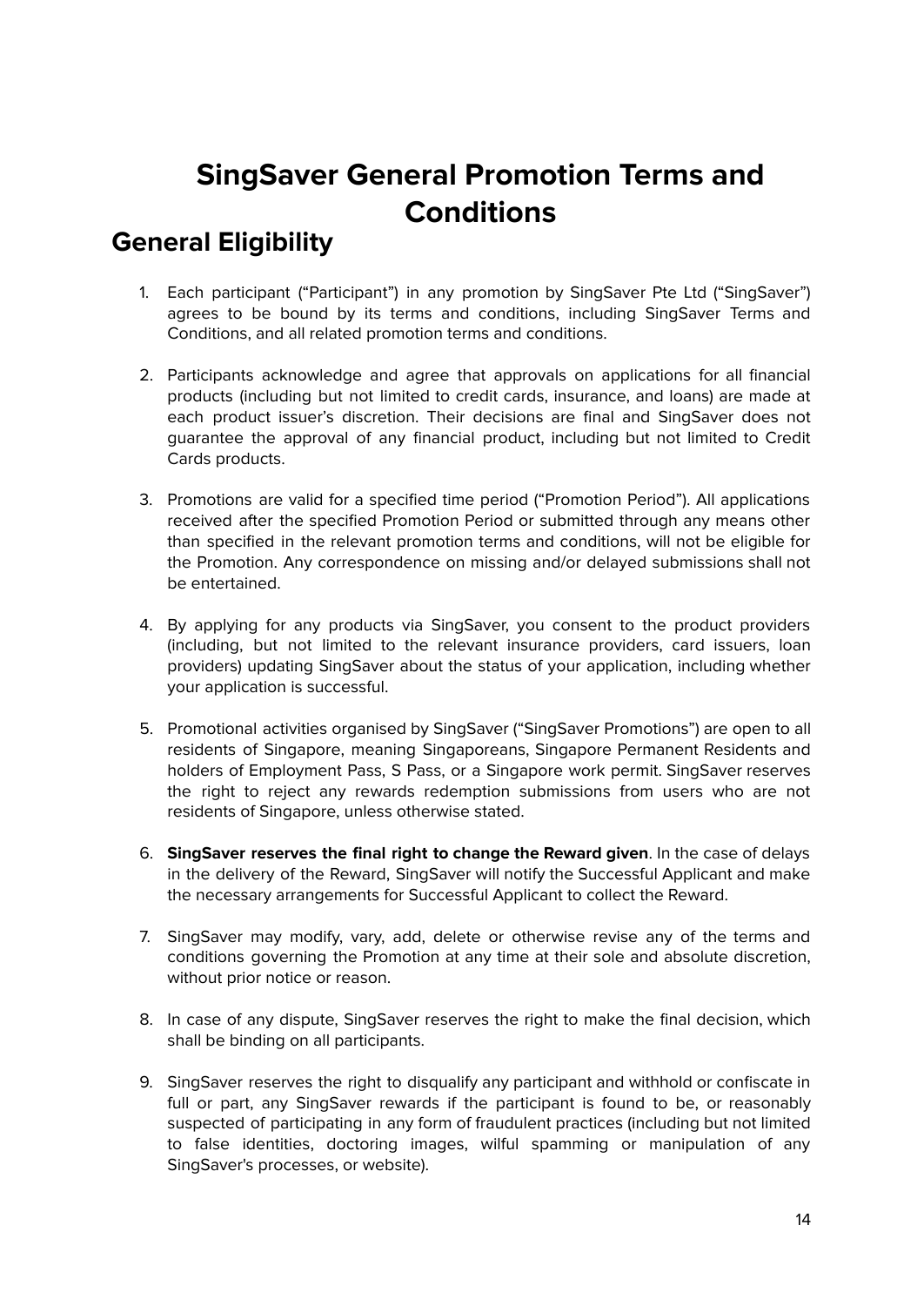# SingSaver General Promotion Terms and Conditions

## General Eligibility

1. Each participant ("Participant") in any promotion by SingSaver Pte Ltd ("SingSaver") agrees to be bound by its terms and conditions, including SingSaver Terms and Conditions, and all related promotion terms and conditions.

2. Participants acknowledge and agree that approvals on applications for all financial products (including but not limited to credit cards, insurance, and loans) are made at each product issuer's discretion. Their decisions are final and SingSaver does not guarantee the approval of any financial product, including but not limited to Credit Cards products.

3. Promotions are valid for a specified time period ("Promotion Period"). All applications received after the specified Promotion Period or submitted through any means other than specified in the relevant promotion terms and conditions, will not be eligible for the Promotion. Any correspondence on missing and/or delayed submissions shall not be entertained.

4. By applying for any products via SingSaver, you consent to the product providers (including, but not limited to the relevant insurance providers, card issuers, loan providers) updating SingSaver about the status of your application, including whether your application is successful.

5. Promotional activities organised by SingSaver ("SingSaver Promotions") are open to all residents of Singapore, meaning Singaporeans, Singapore Permanent Residents and holders of Employment Pass, S Pass, or a Singapore work permit. SingSaver reserves the right to reject any rewards redemption submissions from users who are not residents of Singapore, unless otherwise stated.

6. **SingSaver reserves the final right to change the Reward given**. In the case of delays in the delivery of the Reward, SingSaver will notify the Successful Applicant and make the necessary arrangements for Successful Applicant to collect the Reward.

7. SingSaver may modify, vary, add, delete or otherwise revise any of the terms and conditions governing the Promotion at any time at their sole and absolute discretion, without prior notice or reason.

8. In case of any dispute, SingSaver reserves the right to make the final decision, which shall be binding on all participants.

9. SingSaver reserves the right to disqualify any participant and withhold or confiscate in full or part, any SingSaver rewards if the participant is found to be, or reasonably suspected of participating in any form of fraudulent practices (including but not limited to false identities, doctoring images, wilful spamming or manipulation of any SingSaver's processes, or website).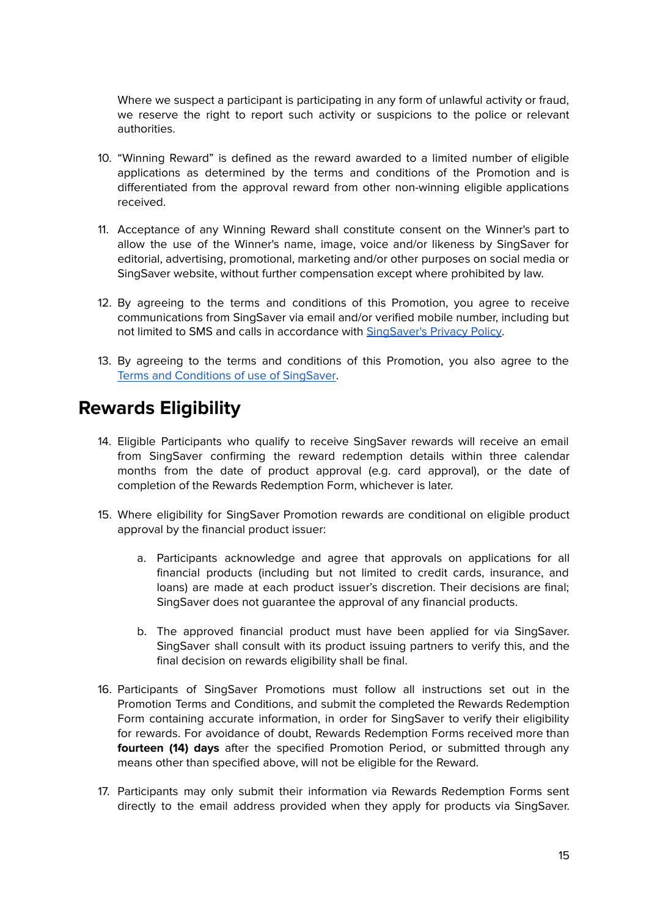Where we suspect a participant is participating in any form of unlawful activity or fraud, we reserve the right to report such activity or suspicions to the police or relevant authorities.

10. "Winning Reward" is defined as the reward awarded to a limited number of eligible applications as determined by the terms and conditions of the Promotion and is differentiated from the approval reward from other non-winning eligible applications received.

11. Acceptance of any Winning Reward shall constitute consent on the Winner's part to allow the use of the Winner's name, image, voice and/or likeness by SingSaver for editorial, advertising, promotional, marketing and/or other purposes on social media or SingSaver website, without further compensation except where prohibited by law.

12. By agreeing to the terms and conditions of this Promotion, you agree to receive communications from SingSaver via email and/or verified mobile number, including but not limited to SMS and calls in accordance with [SingSaver's Privacy Policy](#).

13. By agreeing to the terms and conditions of this Promotion, you also agree to the [Terms and Conditions of use of SingSaver](#).

## Rewards Eligibility

14. Eligible Participants who qualify to receive SingSaver rewards will receive an email from SingSaver confirming the reward redemption details within three calendar months from the date of product approval (e.g. card approval), or the date of completion of the Rewards Redemption Form, whichever is later.

15. Where eligibility for SingSaver Promotion rewards are conditional on eligible product approval by the financial product issuer:

    a. Participants acknowledge and agree that approvals on applications for all financial products (including but not limited to credit cards, insurance, and loans) are made at each product issuer's discretion. Their decisions are final; SingSaver does not guarantee the approval of any financial products.

    b. The approved financial product must have been applied for via SingSaver. SingSaver shall consult with its product issuing partners to verify this, and the final decision on rewards eligibility shall be final.

16. Participants of SingSaver Promotions must follow all instructions set out in the Promotion Terms and Conditions, and submit the completed the Rewards Redemption Form containing accurate information, in order for SingSaver to verify their eligibility for rewards. For avoidance of doubt, Rewards Redemption Forms received more than **fourteen (14) days** after the specified Promotion Period, or submitted through any means other than specified above, will not be eligible for the Reward.

17. Participants may only submit their information via Rewards Redemption Forms sent directly to the email address provided when they apply for products via SingSaver.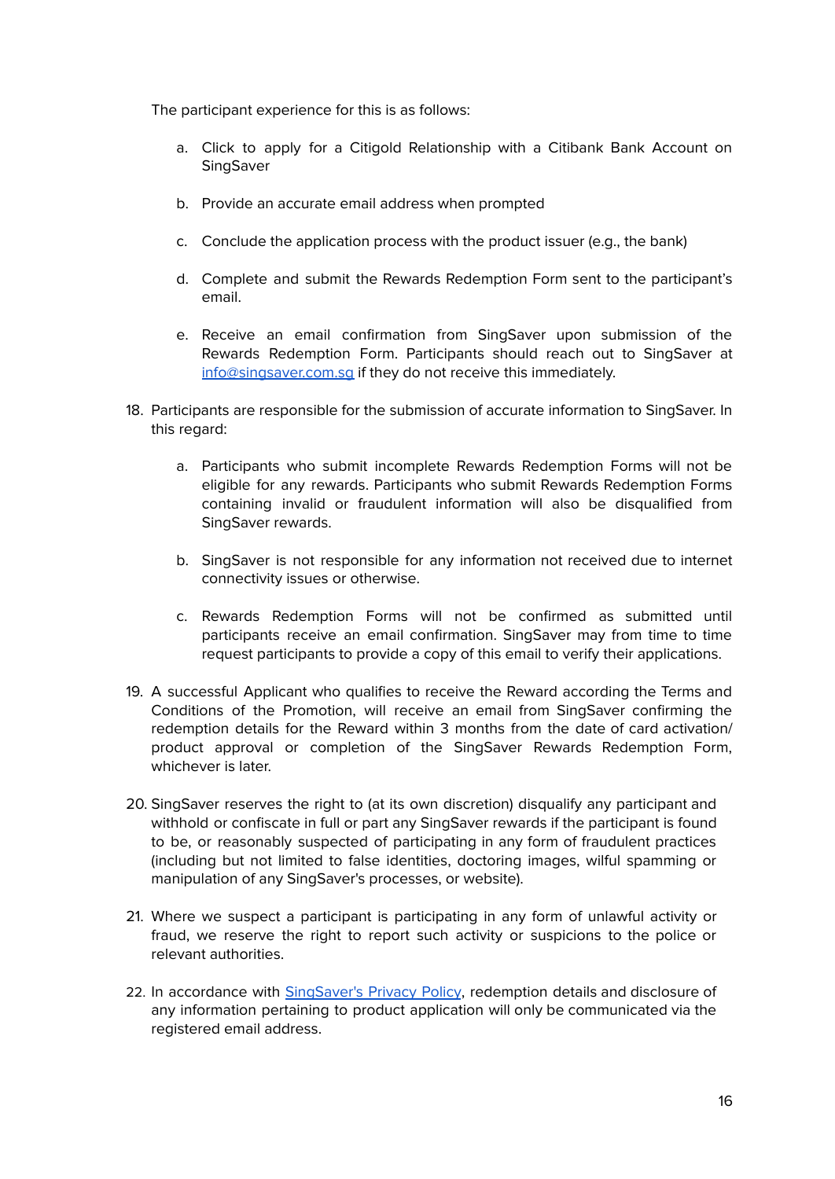The participant experience for this is as follows:

a. Click to apply for a Citigold Relationship with a Citibank Bank Account on SingSaver

b. Provide an accurate email address when prompted

c. Conclude the application process with the product issuer (e.g., the bank)

d. Complete and submit the Rewards Redemption Form sent to the participant's email.

e. Receive an email confirmation from SingSaver upon submission of the Rewards Redemption Form. Participants should reach out to SingSaver at [info@singsaver.com.sg](mailto:info@singsaver.com.sg) if they do not receive this immediately.

18. Participants are responsible for the submission of accurate information to SingSaver. In this regard:

    a. Participants who submit incomplete Rewards Redemption Forms will not be eligible for any rewards. Participants who submit Rewards Redemption Forms containing invalid or fraudulent information will also be disqualified from SingSaver rewards.

    b. SingSaver is not responsible for any information not received due to internet connectivity issues or otherwise.

    c. Rewards Redemption Forms will not be confirmed as submitted until participants receive an email confirmation. SingSaver may from time to time request participants to provide a copy of this email to verify their applications.

19. A successful Applicant who qualifies to receive the Reward according the Terms and Conditions of the Promotion, will receive an email from SingSaver confirming the redemption details for the Reward within 3 months from the date of card activation/ product approval or completion of the SingSaver Rewards Redemption Form, whichever is later.

20. SingSaver reserves the right to (at its own discretion) disqualify any participant and withhold or confiscate in full or part any SingSaver rewards if the participant is found to be, or reasonably suspected of participating in any form of fraudulent practices (including but not limited to false identities, doctoring images, wilful spamming or manipulation of any SingSaver's processes, or website).

21. Where we suspect a participant is participating in any form of unlawful activity or fraud, we reserve the right to report such activity or suspicions to the police or relevant authorities.

22. In accordance with SingSaver's Privacy Policy, redemption details and disclosure of any information pertaining to product application will only be communicated via the registered email address.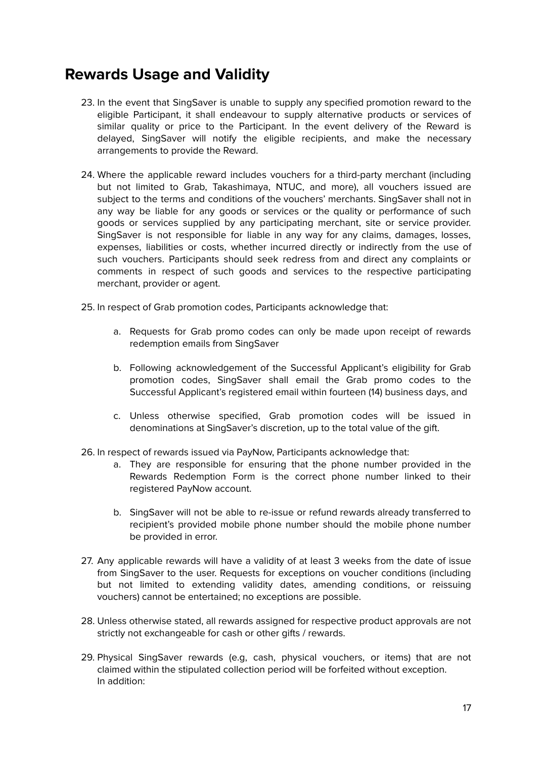## Rewards Usage and Validity

23. In the event that SingSaver is unable to supply any specified promotion reward to the eligible Participant, it shall endeavour to supply alternative products or services of similar quality or price to the Participant. In the event delivery of the Reward is delayed, SingSaver will notify the eligible recipients, and make the necessary arrangements to provide the Reward.

24. Where the applicable reward includes vouchers for a third-party merchant (including but not limited to Grab, Takashimaya, NTUC, and more), all vouchers issued are subject to the terms and conditions of the vouchers' merchants. SingSaver shall not in any way be liable for any goods or services or the quality or performance of such goods or services supplied by any participating merchant, site or service provider. SingSaver is not responsible for liable in any way for any claims, damages, losses, expenses, liabilities or costs, whether incurred directly or indirectly from the use of such vouchers. Participants should seek redress from and direct any complaints or comments in respect of such goods and services to the respective participating merchant, provider or agent.

25. In respect of Grab promotion codes, Participants acknowledge that:

    a. Requests for Grab promo codes can only be made upon receipt of rewards redemption emails from SingSaver

    b. Following acknowledgement of the Successful Applicant's eligibility for Grab promotion codes, SingSaver shall email the Grab promo codes to the Successful Applicant's registered email within fourteen (14) business days, and

    c. Unless otherwise specified, Grab promotion codes will be issued in denominations at SingSaver's discretion, up to the total value of the gift.

26. In respect of rewards issued via PayNow, Participants acknowledge that:

    a. They are responsible for ensuring that the phone number provided in the Rewards Redemption Form is the correct phone number linked to their registered PayNow account.

    b. SingSaver will not be able to re-issue or refund rewards already transferred to recipient's provided mobile phone number should the mobile phone number be provided in error.

27. Any applicable rewards will have a validity of at least 3 weeks from the date of issue from SingSaver to the user. Requests for exceptions on voucher conditions (including but not limited to extending validity dates, amending conditions, or reissuing vouchers) cannot be entertained; no exceptions are possible.

28. Unless otherwise stated, all rewards assigned for respective product approvals are not strictly not exchangeable for cash or other gifts / rewards.

29. Physical SingSaver rewards (e.g, cash, physical vouchers, or items) that are not claimed within the stipulated collection period will be forfeited without exception. In addition: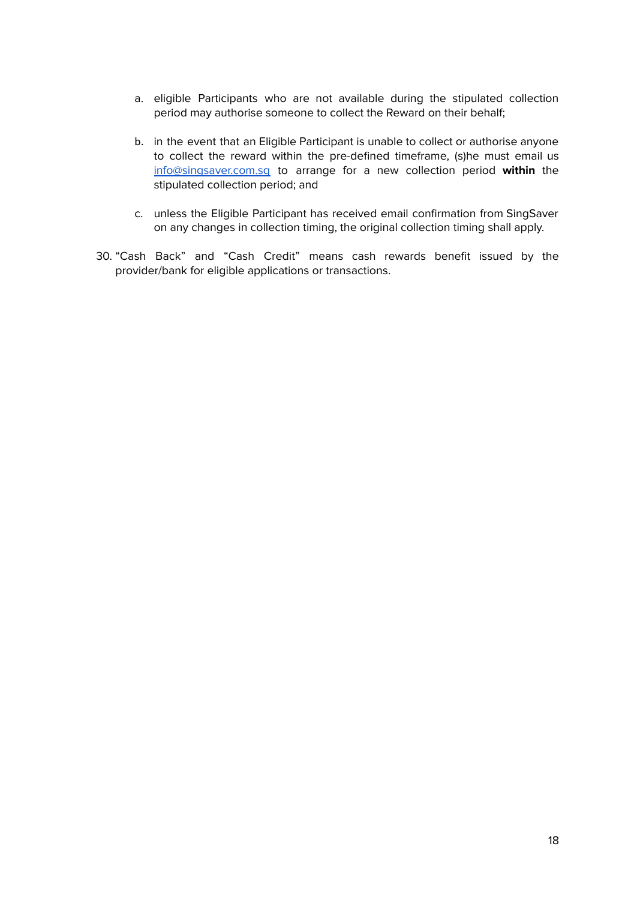a. eligible Participants who are not available during the stipulated collection period may authorise someone to collect the Reward on their behalf;

b. in the event that an Eligible Participant is unable to collect or authorise anyone to collect the reward within the pre-defined timeframe, (s)he must email us info@singsaver.com.sg to arrange for a new collection period **within** the stipulated collection period; and

c. unless the Eligible Participant has received email confirmation from SingSaver on any changes in collection timing, the original collection timing shall apply.

30. "Cash Back" and "Cash Credit" means cash rewards benefit issued by the provider/bank for eligible applications or transactions.